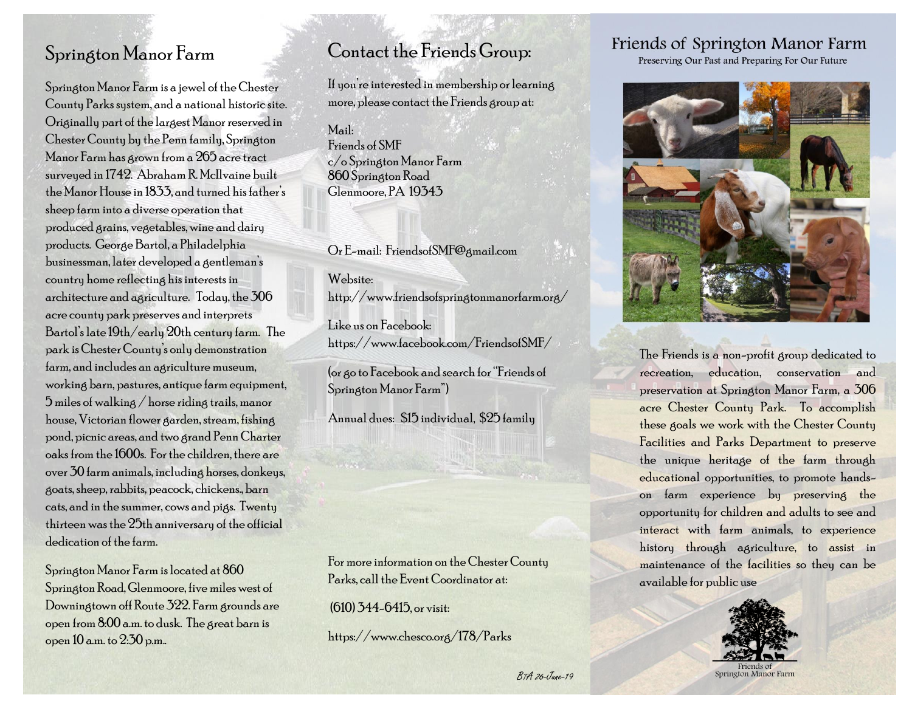## Springton Manor Farm

Springton Manor Farm is a jewel of the Chester County Parks system, and a national historic site. Originally part of the largest Manor reserved in Chester County by the Penn family, Springton Manor Farm has grown from a 265 acre tract surveyed in 1742. Abraham R. McIlvaine built the Manor House in 1833, and turned his father's sheep farm into a diverse operation that produced grains, vegetables, wine and dairy products. George Bartol, a Philadelphia businessman, later developed a gentleman's country home reflecting his interests in architecture and agriculture. Today, the 306 acre county park preserves and interprets Bartol's late 19th/early 20th century farm. The park is Chester County's only demonstration farm, and includes an agriculture museum, working barn, pastures, antique farm equipment, 5 miles of walking / horse riding trails, manor house, Victorian flower garden, stream, fishing pond, picnic areas, and two grand Penn Charter oaks from the 1600s. For the children, there are over 30 farm animals, including horses, donkeys, goats, sheep, rabbits, peacock, chickens, barn cats, and in the summer, cows and pigs. Twenty thirteen was the 25th anniversary of the official dedication of the farm.

Springton Manor Farm is located at 860 Springton Road, Glenmoore, five miles west of Downingtown off Route 322. Farm grounds are open from 8:00 a.m. to dusk. The great barn is open 10 a.m. to 2:30 p.m..

## Contact the Friends Group:

If you're interested in membership or learning more, please contact the Friends group at:

Mail:
Friends of SMF
c/o Springton Manor Farm
860 Springton Road
Glenmoore, PA 19343

Or E-mail: FriendsofSMF@gmail.com

Website:
http://www.friendsofspringtonmanorfarm.org/

Like us on Facebook:
https://www.facebook.com/FriendsofSMF/

(or go to Facebook and search for "Friends of Springton Manor Farm")

Annual dues: $15 individual, $25 family

For more information on the Chester County Parks, call the Event Coordinator at:

(610) 344-6415, or visit:

https://www.chesco.org/178/Parks

*BTA 26-June-19*

# Friends of Springton Manor Farm

Preserving Our Past and Preparing For Our Future

The Friends is a non-profit group dedicated to recreation, education, conservation and preservation at Springton Manor Farm, a 306 acre Chester County Park. To accomplish these goals we work with the Chester County Facilities and Parks Department to preserve the unique heritage of the farm through educational opportunities, to promote hands-on farm experience by preserving the opportunity for children and adults to see and interact with farm animals, to experience history through agriculture, to assist in maintenance of the facilities so they can be available for public use

Friends of
Springton Manor Farm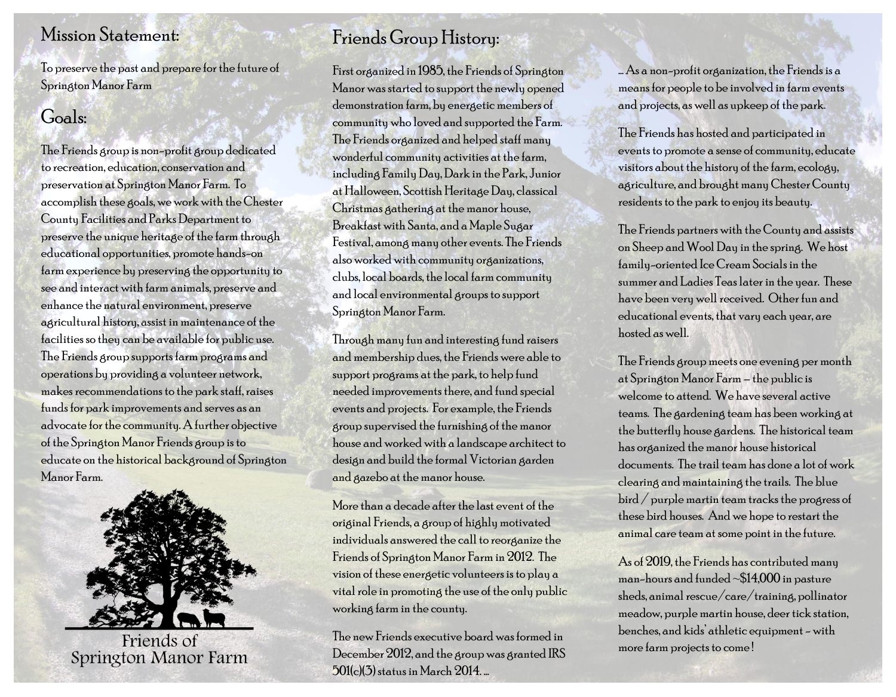## Mission Statement:

To preserve the past and prepare for the future of Springton Manor Farm

## Goals:

The Friends group is non-profit group dedicated to recreation, education, conservation and preservation at Springton Manor Farm. To accomplish these goals, we work with the Chester County Facilities and Parks Department to preserve the unique heritage of the farm through educational opportunities, promote hands-on farm experience by preserving the opportunity to see and interact with farm animals, preserve and enhance the natural environment, preserve agricultural history, assist in maintenance of the facilities so they can be available for public use. The Friends group supports farm programs and operations by providing a volunteer network, makes recommendations to the park staff, raises funds for park improvements and serves as an advocate for the community. A further objective of the Springton Manor Friends group is to educate on the historical background of Springton Manor Farm.

Friends of Springton Manor Farm

## Friends Group History:

First organized in 1985, the Friends of Springton Manor was started to support the newly opened demonstration farm, by energetic members of community who loved and supported the Farm. The Friends organized and helped staff many wonderful community activities at the farm, including Family Day, Dark in the Park, Junior at Halloween, Scottish Heritage Day, classical Christmas gathering at the manor house, Breakfast with Santa, and a Maple Sugar Festival, among many other events. The Friends also worked with community organizations, clubs, local boards, the local farm community and local environmental groups to support Springton Manor Farm.

Through many fun and interesting fund raisers and membership dues, the Friends were able to support programs at the park, to help fund needed improvements there, and fund special events and projects. For example, the Friends group supervised the furnishing of the manor house and worked with a landscape architect to design and build the formal Victorian garden and gazebo at the manor house.

More than a decade after the last event of the original Friends, a group of highly motivated individuals answered the call to reorganize the Friends of Springton Manor Farm in 2012. The vision of these energetic volunteers is to play a vital role in promoting the use of the only public working farm in the county.

The new Friends executive board was formed in December 2012, and the group was granted IRS 501(c)(3) status in March 2014. ...

... As a non-profit organization, the Friends is a means for people to be involved in farm events and projects, as well as upkeep of the park.

The Friends has hosted and participated in events to promote a sense of community, educate visitors about the history of the farm, ecology, agriculture, and brought many Chester County residents to the park to enjoy its beauty.

The Friends partners with the County and assists on Sheep and Wool Day in the spring. We host family-oriented Ice Cream Socials in the summer and Ladies Teas later in the year. These have been very well received. Other fun and educational events, that vary each year, are hosted as well.

The Friends group meets one evening per month at Springton Manor Farm – the public is welcome to attend. We have several active teams. The gardening team has been working at the butterfly house gardens. The historical team has organized the manor house historical documents. The trail team has done a lot of work clearing and maintaining the trails. The blue bird / purple martin team tracks the progress of these bird houses. And we hope to restart the animal care team at some point in the future.

As of 2019, the Friends has contributed many man-hours and funded ~$14,000 in pasture sheds, animal rescue/care/training, pollinator meadow, purple martin house, deer tick station, benches, and kids' athletic equipment - with more farm projects to come!